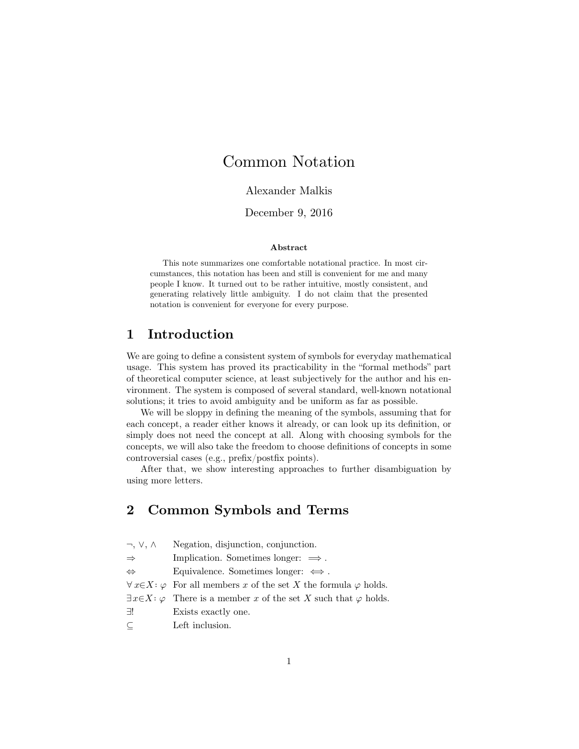# Common Notation

Alexander Malkis

December 9, 2016

**Abstract**

This note summarizes one comfortable notational practice. In most circumstances, this notation has been and still is convenient for me and many people I know. It turned out to be rather intuitive, mostly consistent, and generating relatively little ambiguity. I do not claim that the presented notation is convenient for everyone for every purpose.

## 1 Introduction

We are going to define a consistent system of symbols for everyday mathematical usage. This system has proved its practicability in the "formal methods" part of theoretical computer science, at least subjectively for the author and his environment. The system is composed of several standard, well-known notational solutions; it tries to avoid ambiguity and be uniform as far as possible.

We will be sloppy in defining the meaning of the symbols, assuming that for each concept, a reader either knows it already, or can look up its definition, or simply does not need the concept at all. Along with choosing symbols for the concepts, we will also take the freedom to choose definitions of concepts in some controversial cases (e.g., prefix/postfix points).

After that, we show interesting approaches to further disambiguation by using more letters.

## 2 Common Symbols and Terms

| | |
|---|---|
| $\neg$, $\vee$, $\wedge$ | Negation, disjunction, conjunction. |
| $\Rightarrow$ | Implication. Sometimes longer: $\Longrightarrow$. |
| $\Leftrightarrow$ | Equivalence. Sometimes longer: $\Longleftrightarrow$. |
| $\forall\, x{\in}X\colon \varphi$ | For all members $x$ of the set $X$ the formula $\varphi$ holds. |
| $\exists\, x{\in}X\colon \varphi$ | There is a member $x$ of the set $X$ such that $\varphi$ holds. |
| $\exists!$ | Exists exactly one. |
| $\subseteq$ | Left inclusion. |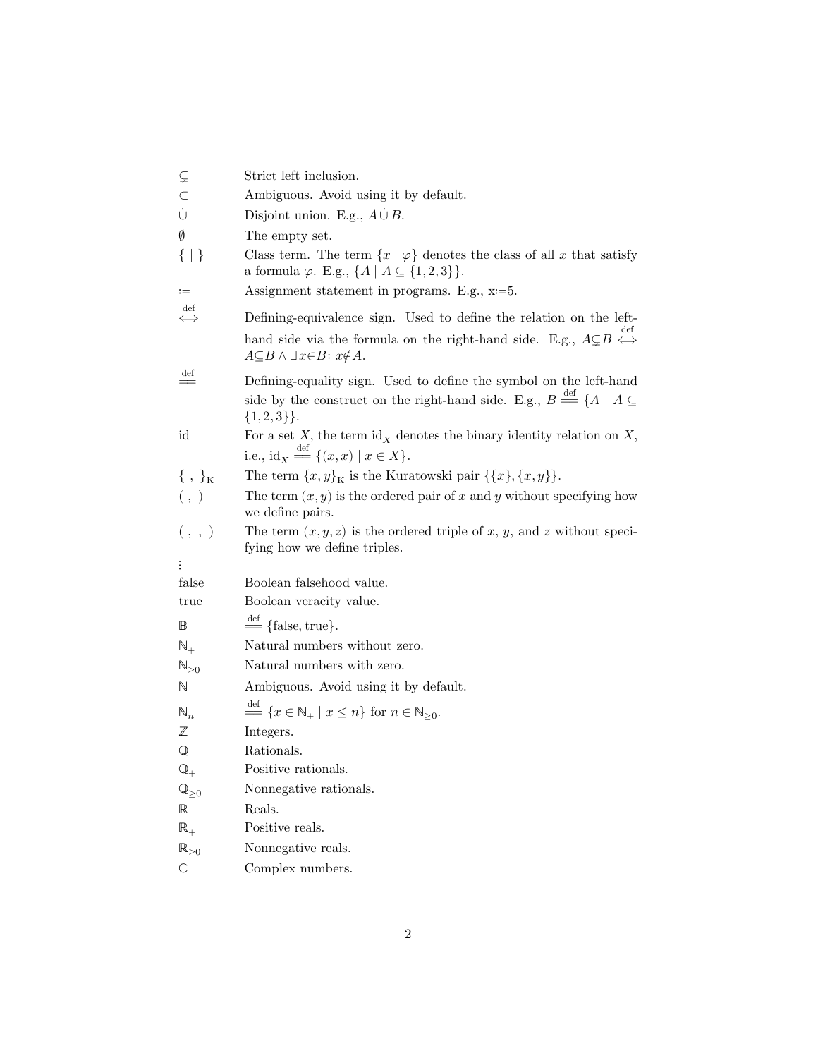| | |
|---|---|
| $\subsetneq$ | Strict left inclusion. |
| $\subset$ | Ambiguous. Avoid using it by default. |
| $\dot\cup$ | Disjoint union. E.g., $A \dot\cup B$. |
| $\emptyset$ | The empty set. |
| $\{\ \mid\ \}$ | Class term. The term $\{x \mid \varphi\}$ denotes the class of all $x$ that satisfy a formula $\varphi$. E.g., $\{A \mid A \subseteq \{1,2,3\}\}$. |
| := | Assignment statement in programs. E.g., x:=5. |
| $\overset{\text{def}}{\iff}$ | Defining-equivalence sign. Used to define the relation on the left-hand side via the formula on the right-hand side. E.g., $A{\subsetneq}B \overset{\text{def}}{\iff} A{\subseteq}B \wedge \exists x{\in}B\colon x{\notin}A$. |
| $\overset{\text{def}}{=\!=}$ | Defining-equality sign. Used to define the symbol on the left-hand side by the construct on the right-hand side. E.g., $B \overset{\text{def}}{=\!=} \{A \mid A \subseteq \{1,2,3\}\}$. |
| id | For a set $X$, the term $\mathrm{id}_X$ denotes the binary identity relation on $X$, i.e., $\mathrm{id}_X \overset{\text{def}}{=\!=} \{(x,x) \mid x \in X\}$. |
| $\{\ ,\ \}_{\mathrm{K}}$ | The term $\{x,y\}_{\mathrm{K}}$ is the Kuratowski pair $\{\{x\},\{x,y\}\}$. |
| $(\ ,\ )$ | The term $(x,y)$ is the ordered pair of $x$ and $y$ without specifying how we define pairs. |
| $(\ ,\ ,\ )$ | The term $(x,y,z)$ is the ordered triple of $x$, $y$, and $z$ without specifying how we define triples. |
| $\vdots$ | |
| false | Boolean falsehood value. |
| true | Boolean veracity value. |
| $\mathbb{B}$ | $\overset{\text{def}}{=\!=} \{\text{false}, \text{true}\}$. |
| $\mathbb{N}_+$ | Natural numbers without zero. |
| $\mathbb{N}_{\geq 0}$ | Natural numbers with zero. |
| $\mathbb{N}$ | Ambiguous. Avoid using it by default. |
| $\mathbb{N}_n$ | $\overset{\text{def}}{=\!=} \{x \in \mathbb{N}_+ \mid x \leq n\}$ for $n \in \mathbb{N}_{\geq 0}$. |
| $\mathbb{Z}$ | Integers. |
| $\mathbb{Q}$ | Rationals. |
| $\mathbb{Q}_+$ | Positive rationals. |
| $\mathbb{Q}_{\geq 0}$ | Nonnegative rationals. |
| $\mathbb{R}$ | Reals. |
| $\mathbb{R}_+$ | Positive reals. |
| $\mathbb{R}_{\geq 0}$ | Nonnegative reals. |
| $\mathbb{C}$ | Complex numbers. |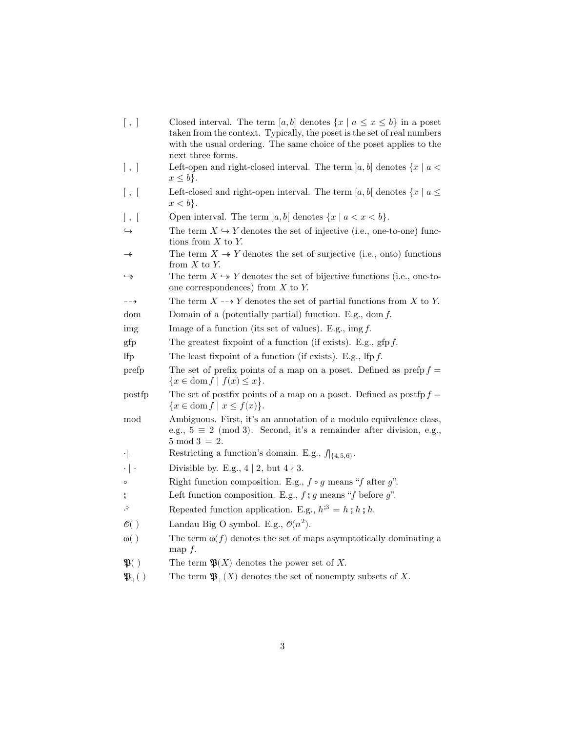| Symbol | Description |
|---|---|
| $[\ ,\ ]$ | Closed interval. The term $[a, b]$ denotes $\{x \mid a \le x \le b\}$ in a poset taken from the context. Typically, the poset is the set of real numbers with the usual ordering. The same choice of the poset applies to the next three forms. |
| $]\ ,\ ]$ | Left-open and right-closed interval. The term $]a, b]$ denotes $\{x \mid a < x \le b\}$. |
| $[\ ,\ [$ | Left-closed and right-open interval. The term $[a, b[$ denotes $\{x \mid a \le x < b\}$. |
| $]\ ,\ [$ | Open interval. The term $]a, b[$ denotes $\{x \mid a < x < b\}$. |
| $\hookrightarrow$ | The term $X \hookrightarrow Y$ denotes the set of injective (i.e., one-to-one) functions from $X$ to $Y$. |
| $\twoheadrightarrow$ | The term $X \twoheadrightarrow Y$ denotes the set of surjective (i.e., onto) functions from $X$ to $Y$. |
| $\hookrightarrow\!\!\!\!\rightarrow$ | The term $X \hookrightarrow\!\!\!\!\rightarrow Y$ denotes the set of bijective functions (i.e., one-to-one correspondences) from $X$ to $Y$. |
| $\dashrightarrow$ | The term $X \dashrightarrow Y$ denotes the set of partial functions from $X$ to $Y$. |
| dom | Domain of a (potentially partial) function. E.g., $\operatorname{dom} f$. |
| img | Image of a function (its set of values). E.g., $\operatorname{img} f$. |
| gfp | The greatest fixpoint of a function (if exists). E.g., $\operatorname{gfp} f$. |
| lfp | The least fixpoint of a function (if exists). E.g., $\operatorname{lfp} f$. |
| prefp | The set of prefix points of a map on a poset. Defined as $\operatorname{prefp} f = \{x \in \operatorname{dom} f \mid f(x) \le x\}$. |
| postfp | The set of postfix points of a map on a poset. Defined as $\operatorname{postfp} f = \{x \in \operatorname{dom} f \mid x \le f(x)\}$. |
| mod | Ambiguous. First, it's an annotation of a modulo equivalence class, e.g., $5 \equiv 2 \pmod 3$. Second, it's a remainder after division, e.g., $5 \bmod 3 = 2$. |
| $\cdot\vert_{\cdot}$ | Restricting a function's domain. E.g., $f\vert_{\{4,5,6\}}$. |
| $\cdot \mid \cdot$ | Divisible by. E.g., $4 \mid 2$, but $4 \nmid 3$. |
| $\circ$ | Right function composition. E.g., $f \circ g$ means "$f$ after $g$". |
| $;$ | Left function composition. E.g., $f \mathbin{;} g$ means "$f$ before $g$". |
| $\cdot^{;\cdot}$ | Repeated function application. E.g., $h^{;3} = h \mathbin{;} h \mathbin{;} h$. |
| $\mathcal{O}(\ )$ | Landau Big O symbol. E.g., $\mathcal{O}(n^2)$. |
| $\omega(\ )$ | The term $\omega(f)$ denotes the set of maps asymptotically dominating a map $f$. |
| $\mathfrak{P}(\ )$ | The term $\mathfrak{P}(X)$ denotes the power set of $X$. |
| $\mathfrak{P}_+(\ )$ | The term $\mathfrak{P}_+(X)$ denotes the set of nonempty subsets of $X$. |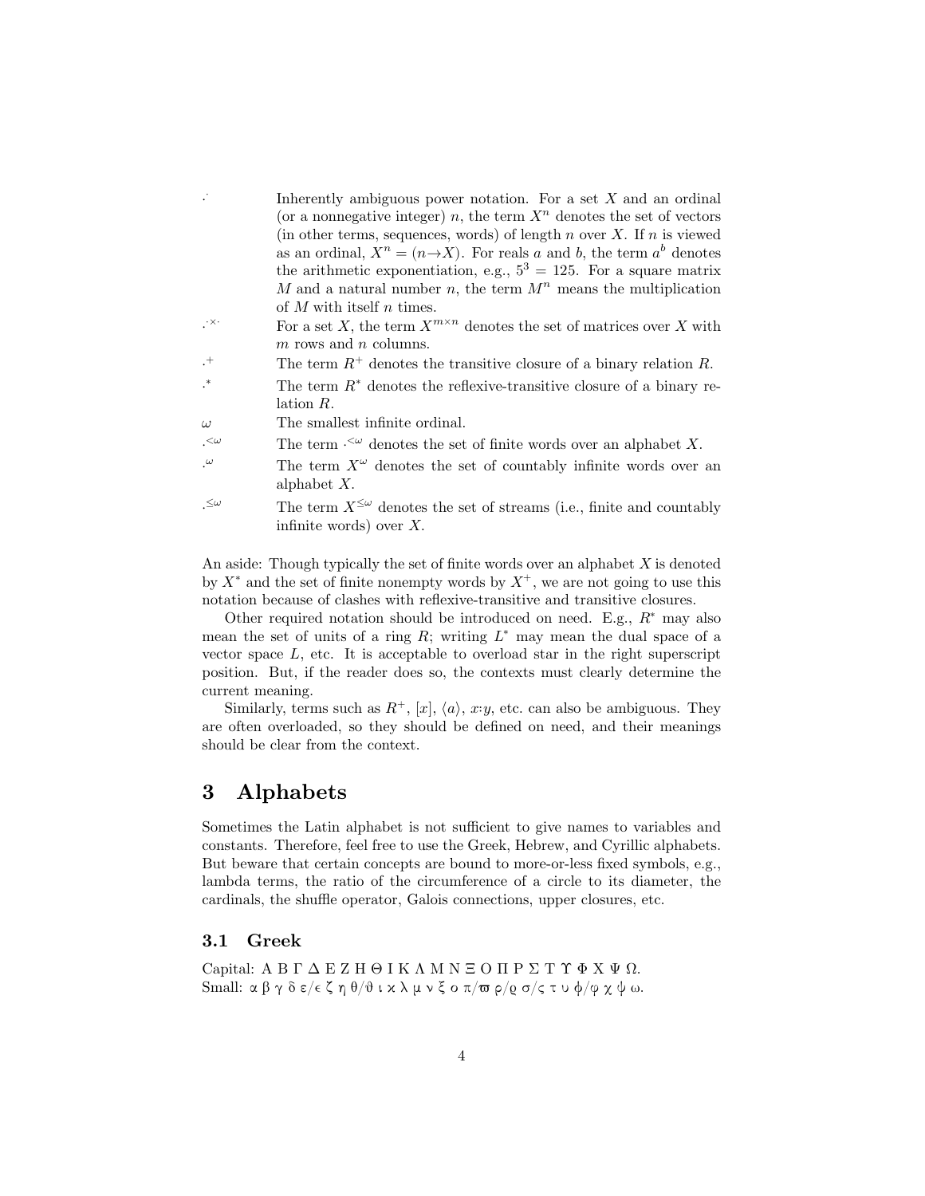| | |
|---|---|
| $\cdot^{\cdot}$ | Inherently ambiguous power notation. For a set $X$ and an ordinal (or a nonnegative integer) $n$, the term $X^n$ denotes the set of vectors (in other terms, sequences, words) of length $n$ over $X$. If $n$ is viewed as an ordinal, $X^n = (n{\to}X)$. For reals $a$ and $b$, the term $a^b$ denotes the arithmetic exponentiation, e.g., $5^3 = 125$. For a square matrix $M$ and a natural number $n$, the term $M^n$ means the multiplication of $M$ with itself $n$ times. |
| $\cdot^{\cdot\times\cdot}$ | For a set $X$, the term $X^{m\times n}$ denotes the set of matrices over $X$ with $m$ rows and $n$ columns. |
| $\cdot^{+}$ | The term $R^+$ denotes the transitive closure of a binary relation $R$. |
| $\cdot^{*}$ | The term $R^*$ denotes the reflexive-transitive closure of a binary relation $R$. |
| $\omega$ | The smallest infinite ordinal. |
| $\cdot^{<\omega}$ | The term $\cdot^{<\omega}$ denotes the set of finite words over an alphabet $X$. |
| $\cdot^{\omega}$ | The term $X^{\omega}$ denotes the set of countably infinite words over an alphabet $X$. |
| $\cdot^{\leq\omega}$ | The term $X^{\leq\omega}$ denotes the set of streams (i.e., finite and countably infinite words) over $X$. |

An aside: Though typically the set of finite words over an alphabet $X$ is denoted by $X^*$ and the set of finite nonempty words by $X^+$, we are not going to use this notation because of clashes with reflexive-transitive and transitive closures.

Other required notation should be introduced on need. E.g., $R^*$ may also mean the set of units of a ring $R$; writing $L^*$ may mean the dual space of a vector space $L$, etc. It is acceptable to overload star in the right superscript position. But, if the reader does so, the contexts must clearly determine the current meaning.

Similarly, terms such as $R^+$, $[x]$, $\langle a\rangle$, $x{:}y$, etc. can also be ambiguous. They are often overloaded, so they should be defined on need, and their meanings should be clear from the context.

# 3 Alphabets

Sometimes the Latin alphabet is not sufficient to give names to variables and constants. Therefore, feel free to use the Greek, Hebrew, and Cyrillic alphabets. But beware that certain concepts are bound to more-or-less fixed symbols, e.g., lambda terms, the ratio of the circumference of a circle to its diameter, the cardinals, the shuffle operator, Galois connections, upper closures, etc.

## 3.1 Greek

Capital: Α Β Γ Δ Ε Ζ Η Θ Ι Κ Λ Μ Ν Ξ Ο Π Ρ Σ Τ Υ Φ Χ Ψ Ω.
Small: α β γ δ ε/ϵ ζ η θ/ϑ ι κ λ μ ν ξ ο π/ϖ ρ/ϱ σ/ς τ υ ϕ/φ χ ψ ω.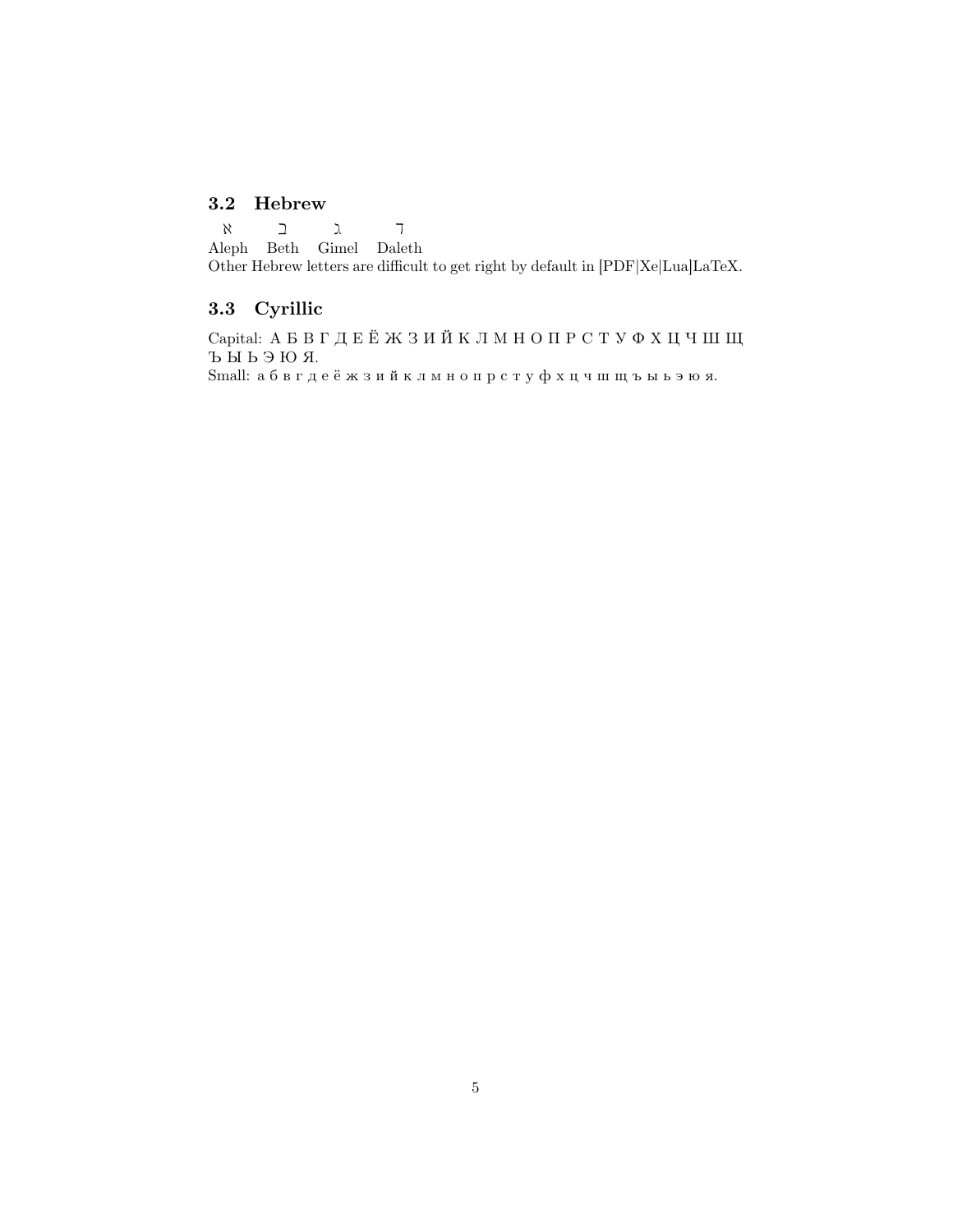### 3.2 Hebrew

| | | | |
|---|---|---|---|
| א | ב | ג | ד |
| Aleph | Beth | Gimel | Daleth |

Other Hebrew letters are difficult to get right by default in [PDF|Xe|Lua]LaTeX.

### 3.3 Cyrillic

Capital: А Б В Г Д Е Ё Ж З И Й К Л М Н О П Р С Т У Ф Х Ц Ч Ш Щ Ъ Ы Ь Э Ю Я.
Small: а б в г д е ё ж з и й к л м н о п р с т у ф х ц ч ш щ ъ ы ь э ю я.